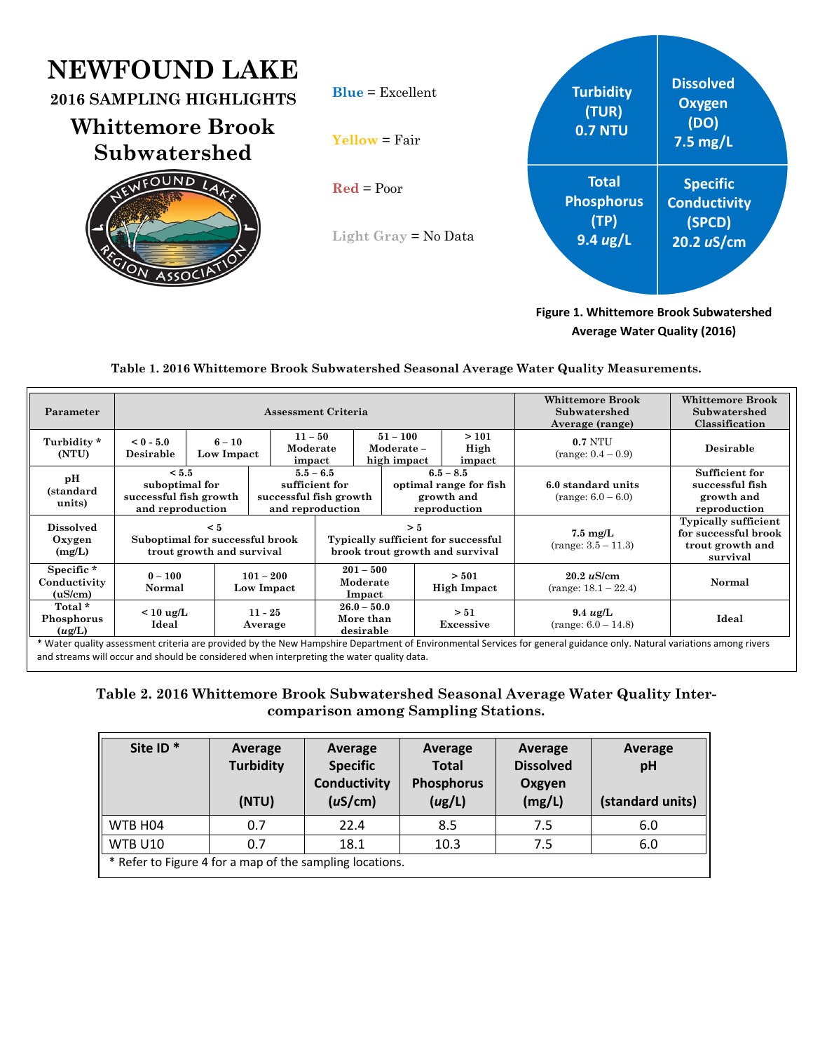# NEWFOUND LAKE

## 2016 SAMPLING HIGHLIGHTS

## Whittemore Brook Subwatershed

Blue = Excellent

Yellow = Fair

Red = Poor

Light Gray = No Data

| Turbidity (TUR) 0.7 NTU | Dissolved Oxygen (DO) 7.5 mg/L |
|---|---|
| Total Phosphorus (TP) 9.4 ug/L | Specific Conductivity (SPCD) 20.2 uS/cm |

**Figure 1. Whittemore Brook Subwatershed Average Water Quality (2016)**

**Table 1. 2016 Whittemore Brook Subwatershed Seasonal Average Water Quality Measurements.**

| Parameter | Assessment Criteria | | | | | Whittemore Brook Subwatershed Average (range) | Whittemore Brook Subwatershed Classification |
|---|---|---|---|---|---|---|---|
| Turbidity * (NTU) | < 0 - 5.0 Desirable | 6 – 10 Low Impact | 11 – 50 Moderate impact | 51 – 100 Moderate – high impact | > 101 High impact | **0.7** NTU (range: 0.4 – 0.9) | Desirable |
| pH (standard units) | < 5.5 suboptimal for successful fish growth and reproduction | 5.5 – 6.5 sufficient for successful fish growth and reproduction | 6.5 – 8.5 optimal range for fish growth and reproduction | | | **6.0** standard units (range: 6.0 – 6.0) | Sufficient for successful fish growth and reproduction |
| Dissolved Oxygen (mg/L) | < 5 Suboptimal for successful brook trout growth and survival | > 5 Typically sufficient for successful brook trout growth and survival | | | | **7.5** mg/L (range: 3.5 – 11.3) | Typically sufficient for successful brook trout growth and survival |
| Specific * Conductivity (uS/cm) | 0 – 100 Normal | 101 – 200 Low Impact | 201 – 500 Moderate Impact | > 501 High Impact | | **20.2** uS/cm (range: 18.1 – 22.4) | Normal |
| Total * Phosphorus (ug/L) | < 10 ug/L Ideal | 11 - 25 Average | 26.0 – 50.0 More than desirable | > 51 Excessive | | **9.4** ug/L (range: 6.0 – 14.8) | Ideal |

\* Water quality assessment criteria are provided by the New Hampshire Department of Environmental Services for general guidance only. Natural variations among rivers and streams will occur and should be considered when interpreting the water quality data.

**Table 2. 2016 Whittemore Brook Subwatershed Seasonal Average Water Quality Inter-comparison among Sampling Stations.**

| Site ID * | Average Turbidity (NTU) | Average Specific Conductivity (uS/cm) | Average Total Phosphorus (ug/L) | Average Dissolved Oxygen (mg/L) | Average pH (standard units) |
|---|---|---|---|---|---|
| WTB H04 | 0.7 | 22.4 | 8.5 | 7.5 | 6.0 |
| WTB U10 | 0.7 | 18.1 | 10.3 | 7.5 | 6.0 |

\* Refer to Figure 4 for a map of the sampling locations.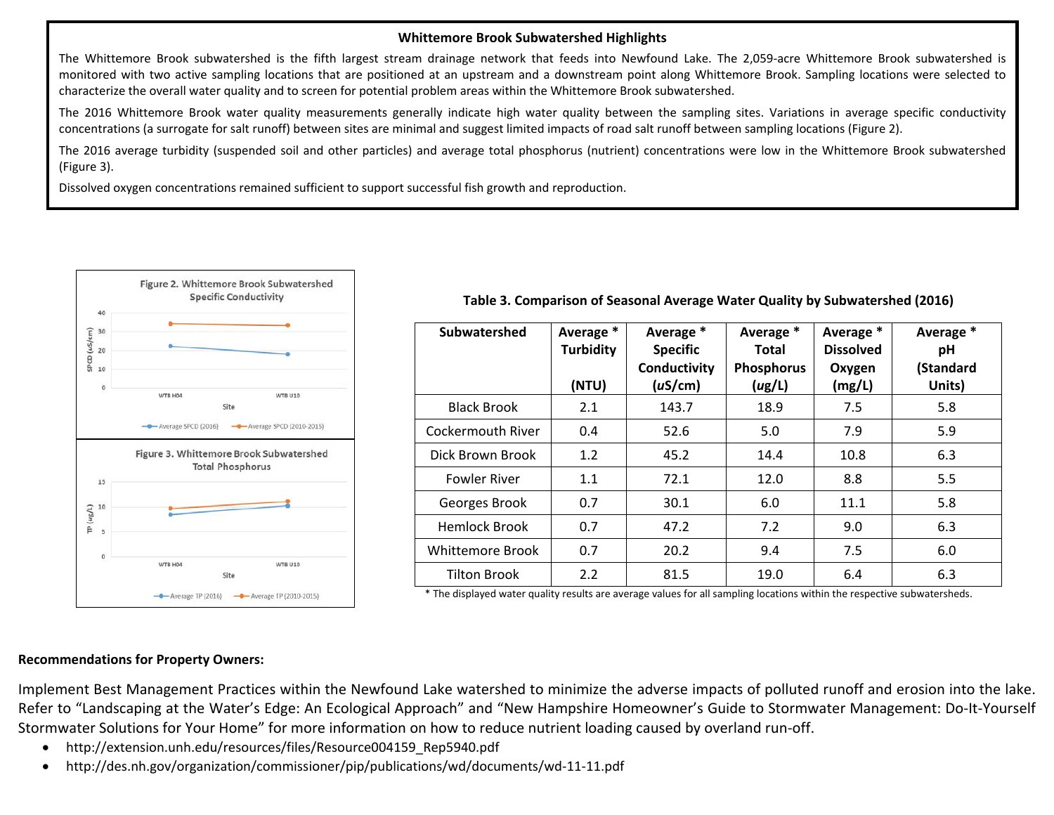### Whittemore Brook Subwatershed Highlights

The Whittemore Brook subwatershed is the fifth largest stream drainage network that feeds into Newfound Lake. The 2,059-acre Whittemore Brook subwatershed is monitored with two active sampling locations that are positioned at an upstream and a downstream point along Whittemore Brook. Sampling locations were selected to characterize the overall water quality and to screen for potential problem areas within the Whittemore Brook subwatershed.

The 2016 Whittemore Brook water quality measurements generally indicate high water quality between the sampling sites. Variations in average specific conductivity concentrations (a surrogate for salt runoff) between sites are minimal and suggest limited impacts of road salt runoff between sampling locations (Figure 2).

The 2016 average turbidity (suspended soil and other particles) and average total phosphorus (nutrient) concentrations were low in the Whittemore Brook subwatershed (Figure 3).

Dissolved oxygen concentrations remained sufficient to support successful fish growth and reproduction.

Figure 2. Whittemore Brook Subwatershed Specific Conductivity

Figure 3. Whittemore Brook Subwatershed Total Phosphorus

**Table 3. Comparison of Seasonal Average Water Quality by Subwatershed (2016)**

| Subwatershed | Average * Turbidity (NTU) | Average * Specific Conductivity (*u*S/cm) | Average * Total Phosphorus (*ug*/L) | Average * Dissolved Oxygen (mg/L) | Average * pH (Standard Units) |
|---|---|---|---|---|---|
| Black Brook | 2.1 | 143.7 | 18.9 | 7.5 | 5.8 |
| Cockermouth River | 0.4 | 52.6 | 5.0 | 7.9 | 5.9 |
| Dick Brown Brook | 1.2 | 45.2 | 14.4 | 10.8 | 6.3 |
| Fowler River | 1.1 | 72.1 | 12.0 | 8.8 | 5.5 |
| Georges Brook | 0.7 | 30.1 | 6.0 | 11.1 | 5.8 |
| Hemlock Brook | 0.7 | 47.2 | 7.2 | 9.0 | 6.3 |
| Whittemore Brook | 0.7 | 20.2 | 9.4 | 7.5 | 6.0 |
| Tilton Brook | 2.2 | 81.5 | 19.0 | 6.4 | 6.3 |

\* The displayed water quality results are average values for all sampling locations within the respective subwatersheds.

**Recommendations for Property Owners:**

Implement Best Management Practices within the Newfound Lake watershed to minimize the adverse impacts of polluted runoff and erosion into the lake. Refer to "Landscaping at the Water's Edge: An Ecological Approach" and "New Hampshire Homeowner's Guide to Stormwater Management: Do-It-Yourself Stormwater Solutions for Your Home" for more information on how to reduce nutrient loading caused by overland run-off.

- http://extension.unh.edu/resources/files/Resource004159_Rep5940.pdf
- http://des.nh.gov/organization/commissioner/pip/publications/wd/documents/wd-11-11.pdf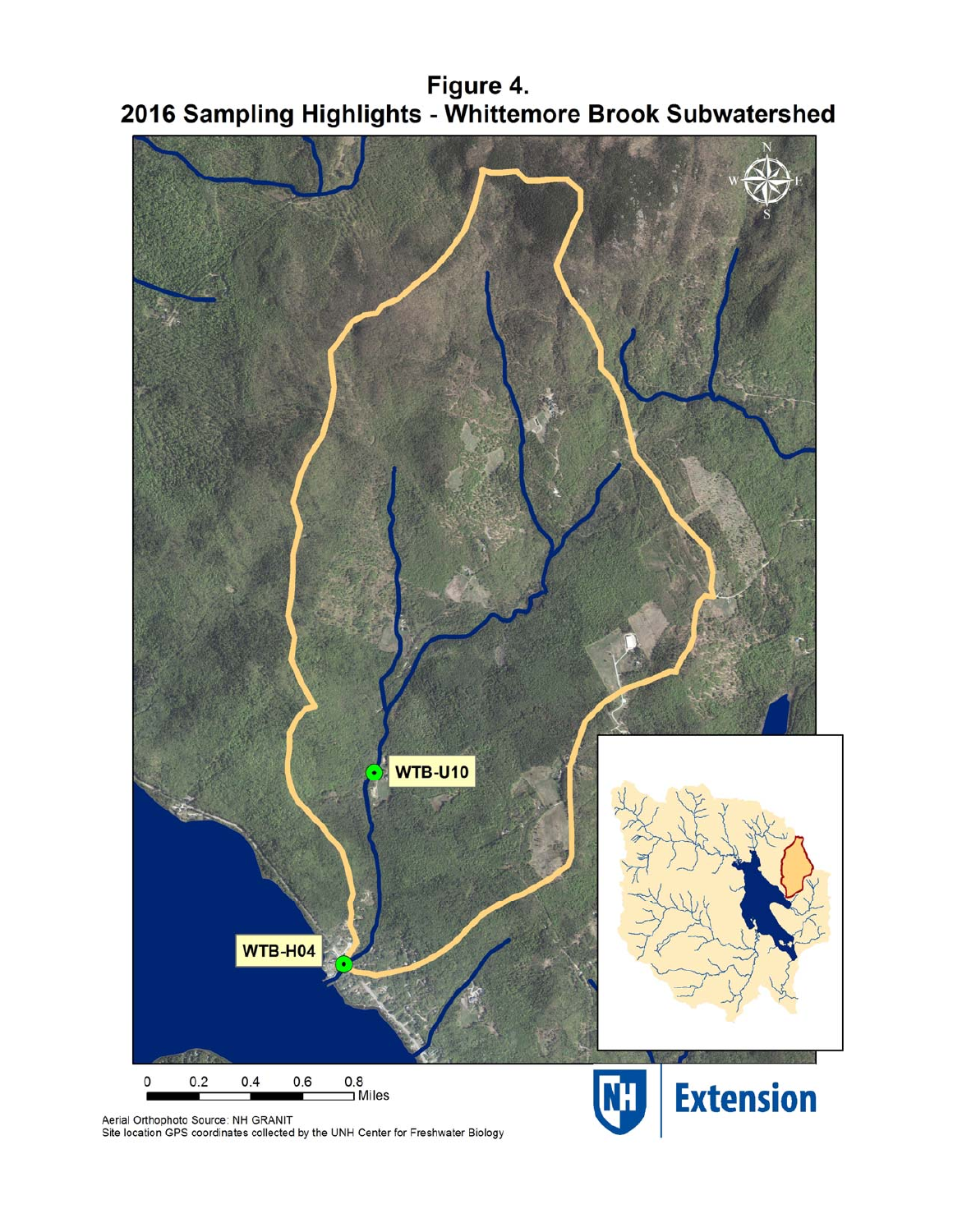# Figure 4.
## 2016 Sampling Highlights - Whittemore Brook Subwatershed

WTB-U10

WTB-H04

0 0.2 0.4 0.6 0.8 Miles

Aerial Orthophoto Source: NH GRANIT
Site location GPS coordinates collected by the UNH Center for Freshwater Biology

UNH Extension